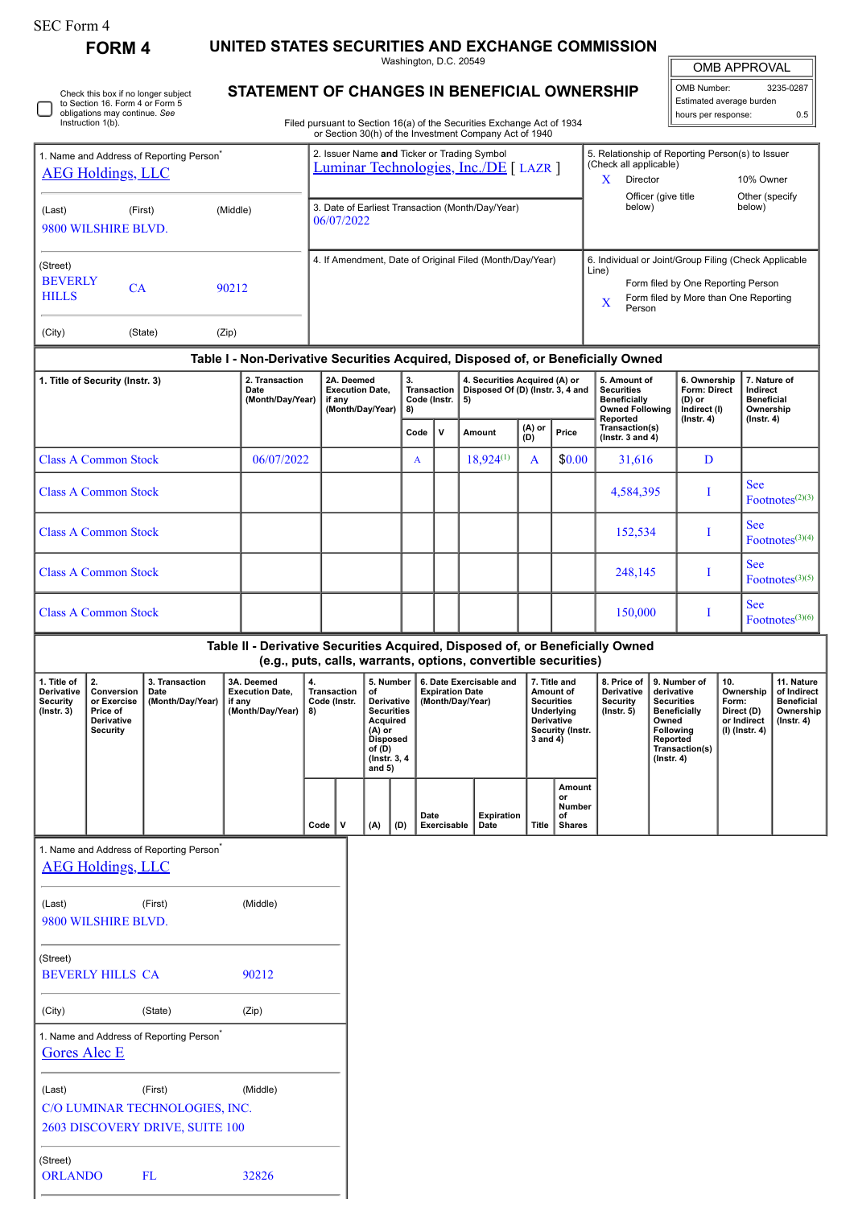SEC Form 4

# FORM 4

## UNITED STATES SECURITIES AND EXCHANGE COMMISSION

Washington, D.C. 20549

## STATEMENT OF CHANGES IN BENEFICIAL OWNERSHIP

Filed pursuant to Section 16(a) of the Securities Exchange Act of 1934 or Section 30(h) of the Investment Company Act of 1940

| OMB APPROVAL | |
|---|---|
| OMB Number: | 3235-0287 |
| Estimated average burden | |
| hours per response: | 0.5 |

☐ Check this box if no longer subject to Section 16. Form 4 or Form 5 obligations may continue. *See* Instruction 1(b).

| 1. Name and Address of Reporting Person* | 2. Issuer Name **and** Ticker or Trading Symbol | 5. Relationship of Reporting Person(s) to Issuer (Check all applicable) |
|---|---|---|
| AEG Holdings, LLC | Luminar Technologies, Inc./DE [ LAZR ] | X Director / 10% Owner / Officer (give title below) / Other (specify below) |
| (Last) (First) (Middle) 9800 WILSHIRE BLVD. | 3. Date of Earliest Transaction (Month/Day/Year) 06/07/2022 | |
| (Street) BEVERLY HILLS CA 90212 | 4. If Amendment, Date of Original Filed (Month/Day/Year) | 6. Individual or Joint/Group Filing (Check Applicable Line) Form filed by One Reporting Person; X Form filed by More than One Reporting Person |
| (City) (State) (Zip) | | |

### Table I - Non-Derivative Securities Acquired, Disposed of, or Beneficially Owned

| 1. Title of Security (Instr. 3) | 2. Transaction Date (Month/Day/Year) | 2A. Deemed Execution Date, if any (Month/Day/Year) | 3. Transaction Code (Instr. 8) | | 4. Securities Acquired (A) or Disposed Of (D) (Instr. 3, 4 and 5) | | | 5. Amount of Securities Beneficially Owned Following Reported Transaction(s) (Instr. 3 and 4) | 6. Ownership Form: Direct (D) or Indirect (I) (Instr. 4) | 7. Nature of Indirect Beneficial Ownership (Instr. 4) |
|---|---|---|---|---|---|---|---|---|---|---|
| | | | Code | V | Amount | (A) or (D) | Price | | | |
| Class A Common Stock | 06/07/2022 | | A | | 18,924[1] | A | $0.00 | 31,616 | D | |
| Class A Common Stock | | | | | | | | 4,584,395 | I | See Footnotes[2][3] |
| Class A Common Stock | | | | | | | | 152,534 | I | See Footnotes[3][4] |
| Class A Common Stock | | | | | | | | 248,145 | I | See Footnotes[3][5] |
| Class A Common Stock | | | | | | | | 150,000 | I | See Footnotes[3][6] |

### Table II - Derivative Securities Acquired, Disposed of, or Beneficially Owned (e.g., puts, calls, warrants, options, convertible securities)

| 1. Title of Derivative Security (Instr. 3) | 2. Conversion or Exercise Price of Derivative Security | 3. Transaction Date (Month/Day/Year) | 3A. Deemed Execution Date, if any (Month/Day/Year) | 4. Transaction Code (Instr. 8) | | 5. Number of Derivative Securities Acquired (A) or Disposed of (D) (Instr. 3, 4 and 5) | | 6. Date Exercisable and Expiration Date (Month/Day/Year) | | 7. Title and Amount of Securities Underlying Derivative Security (Instr. 3 and 4) | | 8. Price of Derivative Security (Instr. 5) | 9. Number of derivative Securities Beneficially Owned Following Reported Transaction(s) (Instr. 4) | 10. Ownership Form: Direct (D) or Indirect (I) (Instr. 4) | 11. Nature of Indirect Beneficial Ownership (Instr. 4) |
|---|---|---|---|---|---|---|---|---|---|---|---|---|---|---|---|
| | | | | Code | V | (A) | (D) | Date Exercisable | Expiration Date | Title | Amount or Number of Shares | | | | |

| 1. Name and Address of Reporting Person* |
|---|
| AEG Holdings, LLC |
| (Last) (First) (Middle) |
| 9800 WILSHIRE BLVD. |
| (Street) |
| BEVERLY HILLS CA 90212 |
| (City) (State) (Zip) |

| 1. Name and Address of Reporting Person* |
|---|
| Gores Alec E |
| (Last) (First) (Middle) |
| C/O LUMINAR TECHNOLOGIES, INC. |
| 2603 DISCOVERY DRIVE, SUITE 100 |
| (Street) |
| ORLANDO FL 32826 |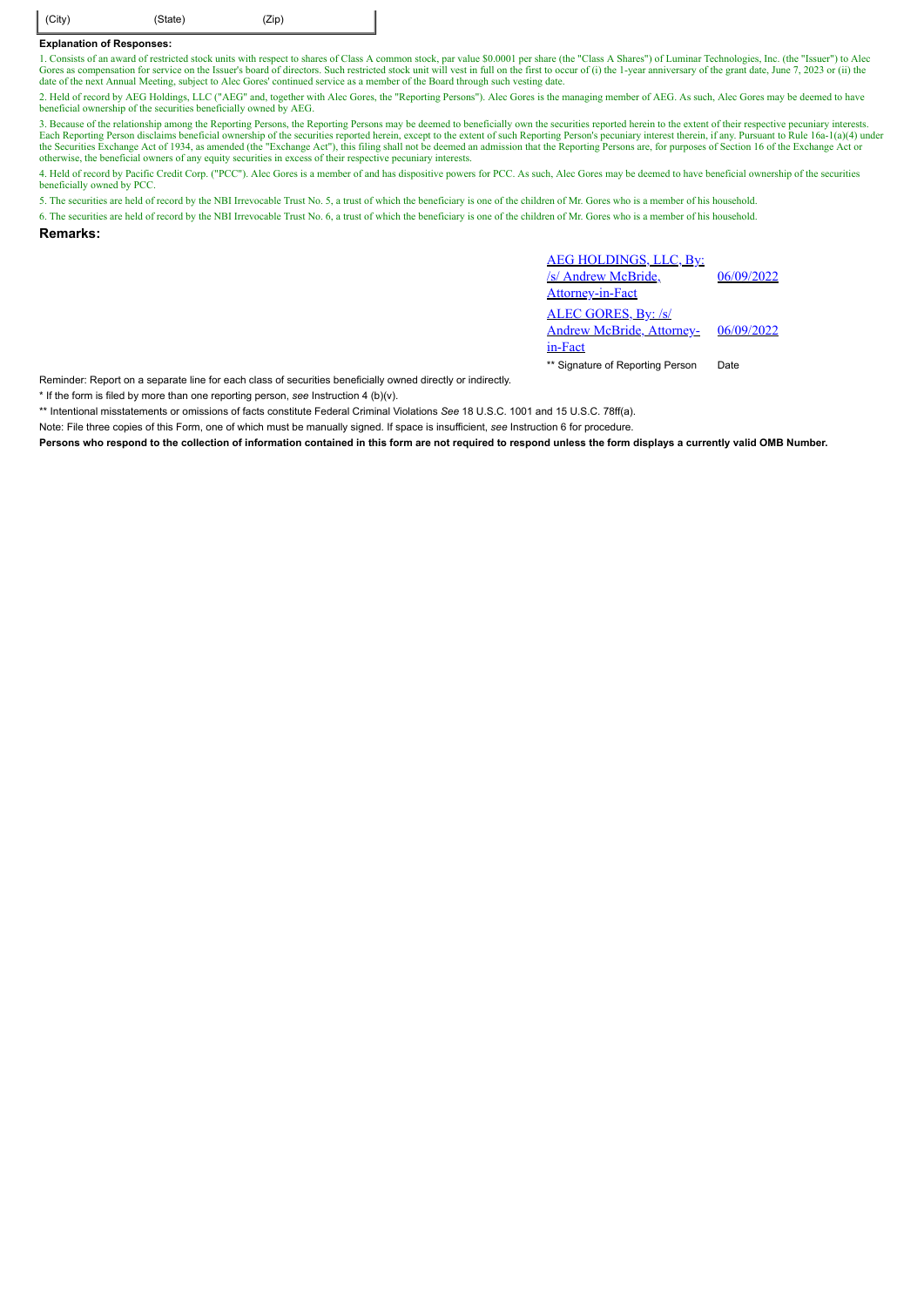| (City) | (State) | (Zip) |
|---|---|---|

**Explanation of Responses:**

1. Consists of an award of restricted stock units with respect to shares of Class A common stock, par value $0.0001 per share (the "Class A Shares") of Luminar Technologies, Inc. (the "Issuer") to Alec Gores as compensation for service on the Issuer's board of directors. Such restricted stock unit will vest in full on the first to occur of (i) the 1-year anniversary of the grant date, June 7, 2023 or (ii) the date of the next Annual Meeting, subject to Alec Gores' continued service as a member of the Board through such vesting date.

2. Held of record by AEG Holdings, LLC ("AEG" and, together with Alec Gores, the "Reporting Persons"). Alec Gores is the managing member of AEG. As such, Alec Gores may be deemed to have beneficial ownership of the securities beneficially owned by AEG.

3. Because of the relationship among the Reporting Persons, the Reporting Persons may be deemed to beneficially own the securities reported herein to the extent of their respective pecuniary interests. Each Reporting Person disclaims beneficial ownership of the securities reported herein, except to the extent of such Reporting Person's pecuniary interest therein, if any. Pursuant to Rule 16a-1(a)(4) under the Securities Exchange Act of 1934, as amended (the "Exchange Act"), this filing shall not be deemed an admission that the Reporting Persons are, for purposes of Section 16 of the Exchange Act or otherwise, the beneficial owners of any equity securities in excess of their respective pecuniary interests.

4. Held of record by Pacific Credit Corp. ("PCC"). Alec Gores is a member of and has dispositive powers for PCC. As such, Alec Gores may be deemed to have beneficial ownership of the securities beneficially owned by PCC.

5. The securities are held of record by the NBI Irrevocable Trust No. 5, a trust of which the beneficiary is one of the children of Mr. Gores who is a member of his household.

6. The securities are held of record by the NBI Irrevocable Trust No. 6, a trust of which the beneficiary is one of the children of Mr. Gores who is a member of his household.

**Remarks:**

| | |
|---|---|
| AEG HOLDINGS, LLC, By: /s/ Andrew McBride, Attorney-in-Fact | 06/09/2022 |
| ALEC GORES, By: /s/ Andrew McBride, Attorney-in-Fact | 06/09/2022 |
| ** Signature of Reporting Person | Date |

Reminder: Report on a separate line for each class of securities beneficially owned directly or indirectly.

* If the form is filed by more than one reporting person, *see* Instruction 4 (b)(v).

** Intentional misstatements or omissions of facts constitute Federal Criminal Violations *See* 18 U.S.C. 1001 and 15 U.S.C. 78ff(a).

Note: File three copies of this Form, one of which must be manually signed. If space is insufficient, *see* Instruction 6 for procedure.

**Persons who respond to the collection of information contained in this form are not required to respond unless the form displays a currently valid OMB Number.**